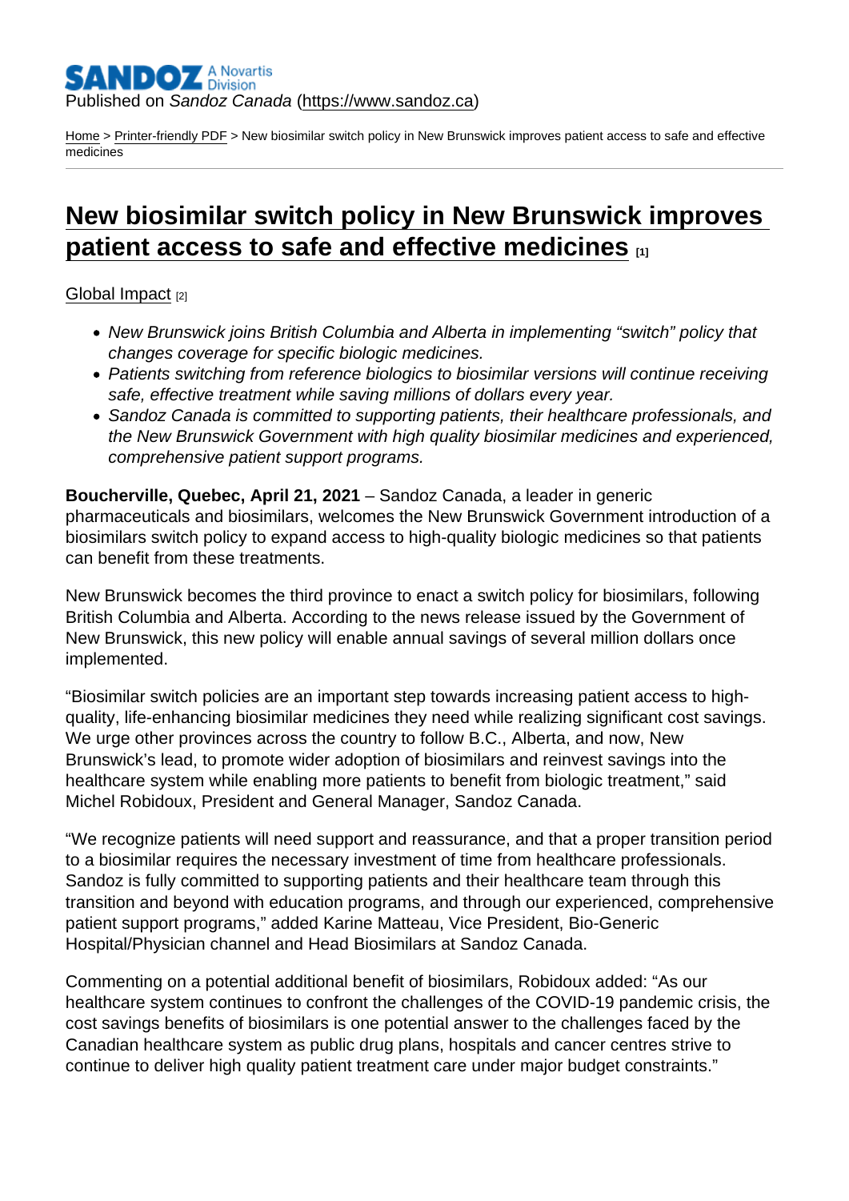SANDOZ A Novartis Division

Published on *Sandoz Canada* (https://www.sandoz.ca)

Home > Printer-friendly PDF > New biosimilar switch policy in New Brunswick improves patient access to safe and effective medicines

# New biosimilar switch policy in New Brunswick improves patient access to safe and effective medicines [1]

Global Impact [2]

- *New Brunswick joins British Columbia and Alberta in implementing "switch" policy that changes coverage for specific biologic medicines.*
- *Patients switching from reference biologics to biosimilar versions will continue receiving safe, effective treatment while saving millions of dollars every year.*
- *Sandoz Canada is committed to supporting patients, their healthcare professionals, and the New Brunswick Government with high quality biosimilar medicines and experienced, comprehensive patient support programs.*

**Boucherville, Quebec, April 21, 2021** – Sandoz Canada, a leader in generic pharmaceuticals and biosimilars, welcomes the New Brunswick Government introduction of a biosimilars switch policy to expand access to high-quality biologic medicines so that patients can benefit from these treatments.

New Brunswick becomes the third province to enact a switch policy for biosimilars, following British Columbia and Alberta. According to the news release issued by the Government of New Brunswick, this new policy will enable annual savings of several million dollars once implemented.

"Biosimilar switch policies are an important step towards increasing patient access to high-quality, life-enhancing biosimilar medicines they need while realizing significant cost savings. We urge other provinces across the country to follow B.C., Alberta, and now, New Brunswick's lead, to promote wider adoption of biosimilars and reinvest savings into the healthcare system while enabling more patients to benefit from biologic treatment," said Michel Robidoux, President and General Manager, Sandoz Canada.

"We recognize patients will need support and reassurance, and that a proper transition period to a biosimilar requires the necessary investment of time from healthcare professionals. Sandoz is fully committed to supporting patients and their healthcare team through this transition and beyond with education programs, and through our experienced, comprehensive patient support programs," added Karine Matteau, Vice President, Bio-Generic Hospital/Physician channel and Head Biosimilars at Sandoz Canada.

Commenting on a potential additional benefit of biosimilars, Robidoux added: "As our healthcare system continues to confront the challenges of the COVID-19 pandemic crisis, the cost savings benefits of biosimilars is one potential answer to the challenges faced by the Canadian healthcare system as public drug plans, hospitals and cancer centres strive to continue to deliver high quality patient treatment care under major budget constraints."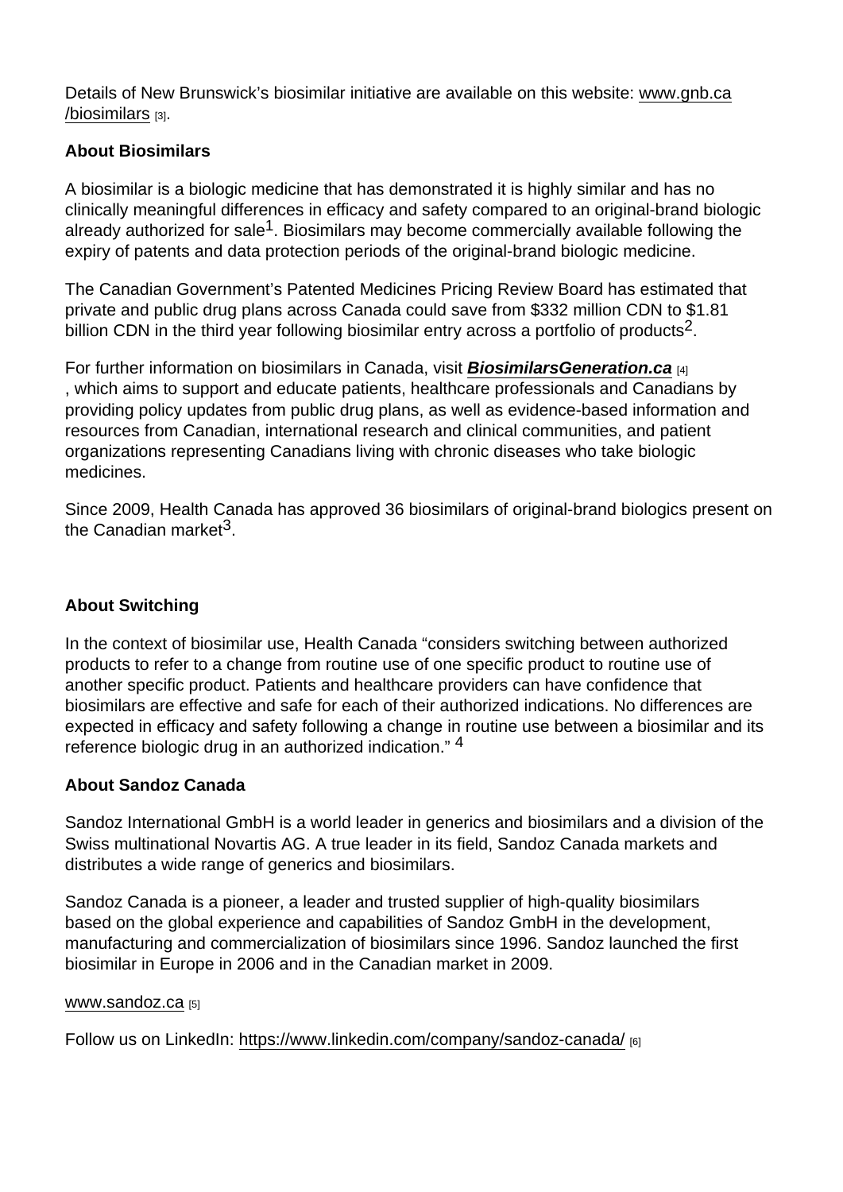Details of New Brunswick's biosimilar initiative are available on this website: www.gnb.ca/biosimilars [3].

**About Biosimilars**

A biosimilar is a biologic medicine that has demonstrated it is highly similar and has no clinically meaningful differences in efficacy and safety compared to an original-brand biologic already authorized for sale[1]. Biosimilars may become commercially available following the expiry of patents and data protection periods of the original-brand biologic medicine.

The Canadian Government's Patented Medicines Pricing Review Board has estimated that private and public drug plans across Canada could save from $332 million CDN to $1.81 billion CDN in the third year following biosimilar entry across a portfolio of products[2].

For further information on biosimilars in Canada, visit **BiosimilarsGeneration.ca** [4], which aims to support and educate patients, healthcare professionals and Canadians by providing policy updates from public drug plans, as well as evidence-based information and resources from Canadian, international research and clinical communities, and patient organizations representing Canadians living with chronic diseases who take biologic medicines.

Since 2009, Health Canada has approved 36 biosimilars of original-brand biologics present on the Canadian market[3].

**About Switching**

In the context of biosimilar use, Health Canada "considers switching between authorized products to refer to a change from routine use of one specific product to routine use of another specific product. Patients and healthcare providers can have confidence that biosimilars are effective and safe for each of their authorized indications. No differences are expected in efficacy and safety following a change in routine use between a biosimilar and its reference biologic drug in an authorized indication." [4]

**About Sandoz Canada**

Sandoz International GmbH is a world leader in generics and biosimilars and a division of the Swiss multinational Novartis AG. A true leader in its field, Sandoz Canada markets and distributes a wide range of generics and biosimilars.

Sandoz Canada is a pioneer, a leader and trusted supplier of high-quality biosimilars based on the global experience and capabilities of Sandoz GmbH in the development, manufacturing and commercialization of biosimilars since 1996. Sandoz launched the first biosimilar in Europe in 2006 and in the Canadian market in 2009.

www.sandoz.ca [5]

Follow us on LinkedIn: https://www.linkedin.com/company/sandoz-canada/ [6]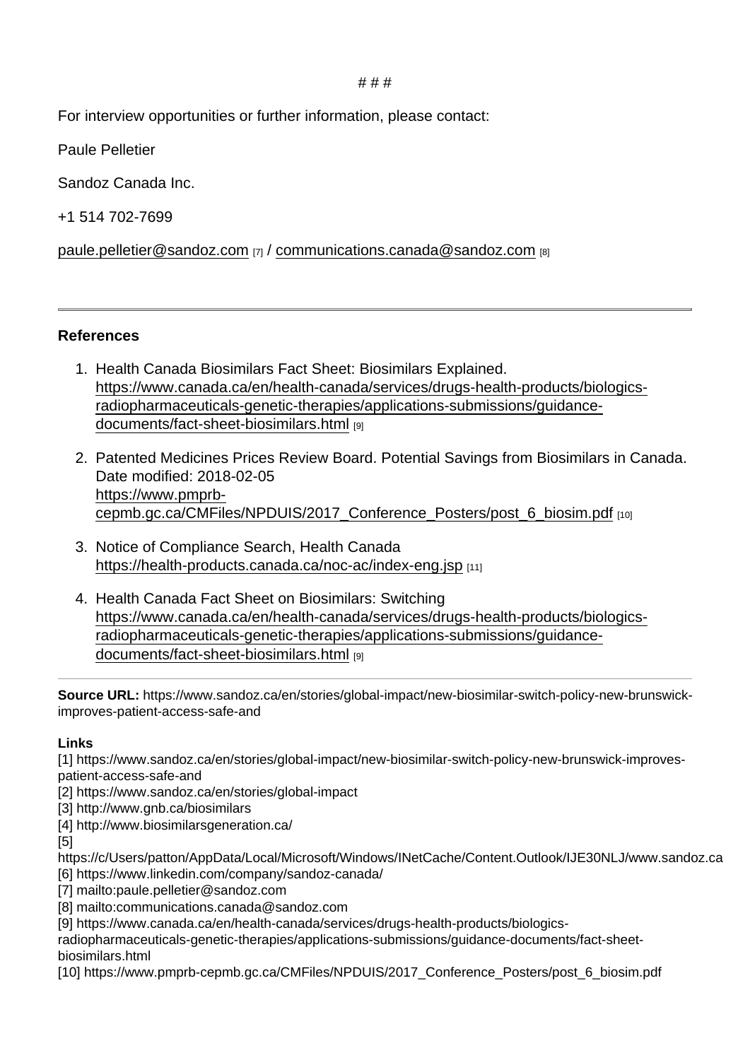# # #

For interview opportunities or further information, please contact:

Paule Pelletier

Sandoz Canada Inc.

+1 514 702-7699

paule.pelletier@sandoz.com [7] / communications.canada@sandoz.com [8]

---

**References**

1. Health Canada Biosimilars Fact Sheet: Biosimilars Explained. https://www.canada.ca/en/health-canada/services/drugs-health-products/biologics-radiopharmaceuticals-genetic-therapies/applications-submissions/guidance-documents/fact-sheet-biosimilars.html [9]
2. Patented Medicines Prices Review Board. Potential Savings from Biosimilars in Canada. Date modified: 2018-02-05 https://www.pmprb-cepmb.gc.ca/CMFiles/NPDUIS/2017_Conference_Posters/post_6_biosim.pdf [10]
3. Notice of Compliance Search, Health Canada https://health-products.canada.ca/noc-ac/index-eng.jsp [11]
4. Health Canada Fact Sheet on Biosimilars: Switching https://www.canada.ca/en/health-canada/services/drugs-health-products/biologics-radiopharmaceuticals-genetic-therapies/applications-submissions/guidance-documents/fact-sheet-biosimilars.html [9]

---

**Source URL:** https://www.sandoz.ca/en/stories/global-impact/new-biosimilar-switch-policy-new-brunswick-improves-patient-access-safe-and

**Links**
[1] https://www.sandoz.ca/en/stories/global-impact/new-biosimilar-switch-policy-new-brunswick-improves-patient-access-safe-and
[2] https://www.sandoz.ca/en/stories/global-impact
[3] http://www.gnb.ca/biosimilars
[4] http://www.biosimilarsgeneration.ca/
[5] https://c/Users/patton/AppData/Local/Microsoft/Windows/INetCache/Content.Outlook/IJE30NLJ/www.sandoz.ca
[6] https://www.linkedin.com/company/sandoz-canada/
[7] mailto:paule.pelletier@sandoz.com
[8] mailto:communications.canada@sandoz.com
[9] https://www.canada.ca/en/health-canada/services/drugs-health-products/biologics-radiopharmaceuticals-genetic-therapies/applications-submissions/guidance-documents/fact-sheet-biosimilars.html
[10] https://www.pmprb-cepmb.gc.ca/CMFiles/NPDUIS/2017_Conference_Posters/post_6_biosim.pdf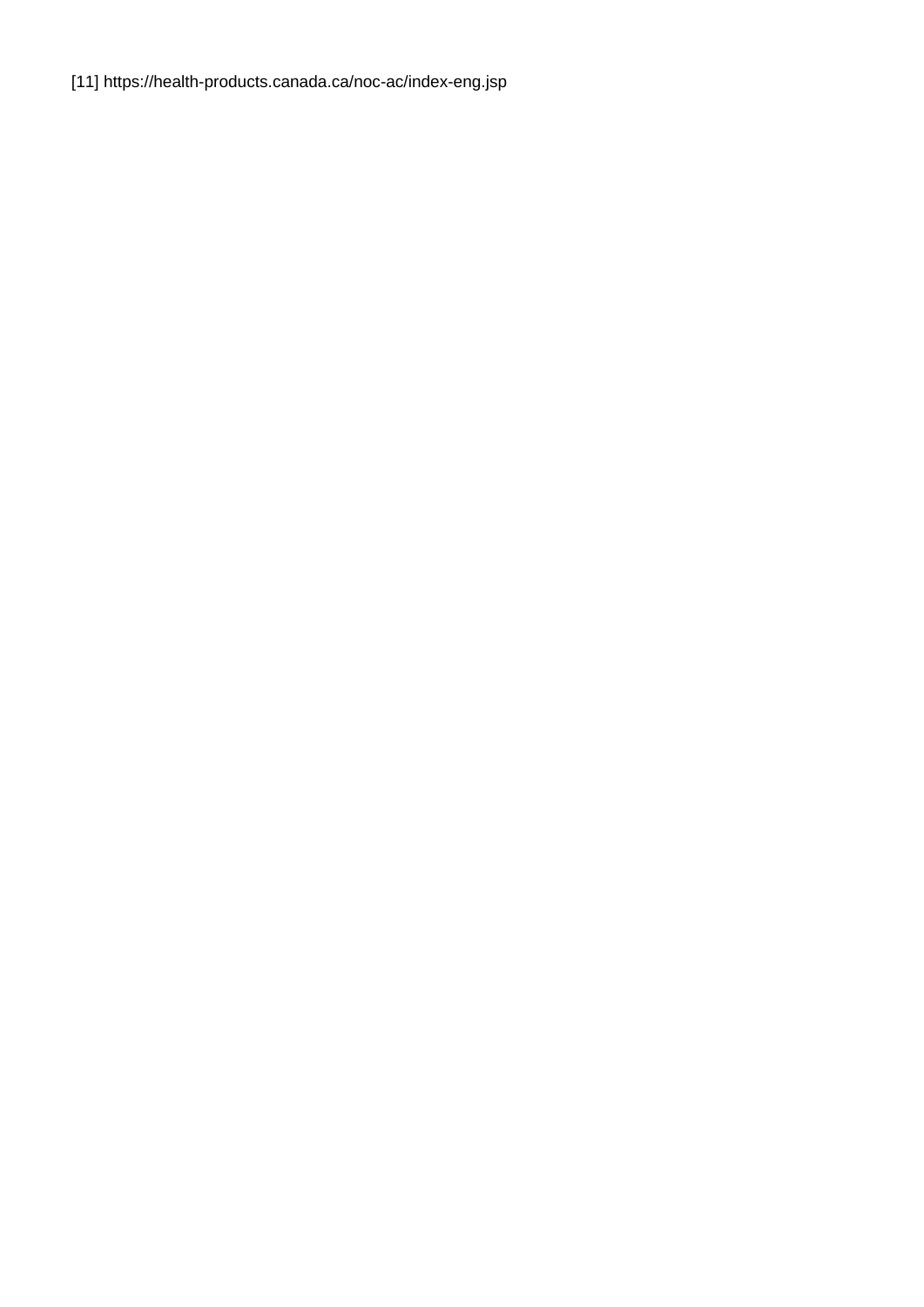[11] https://health-products.canada.ca/noc-ac/index-eng.jsp